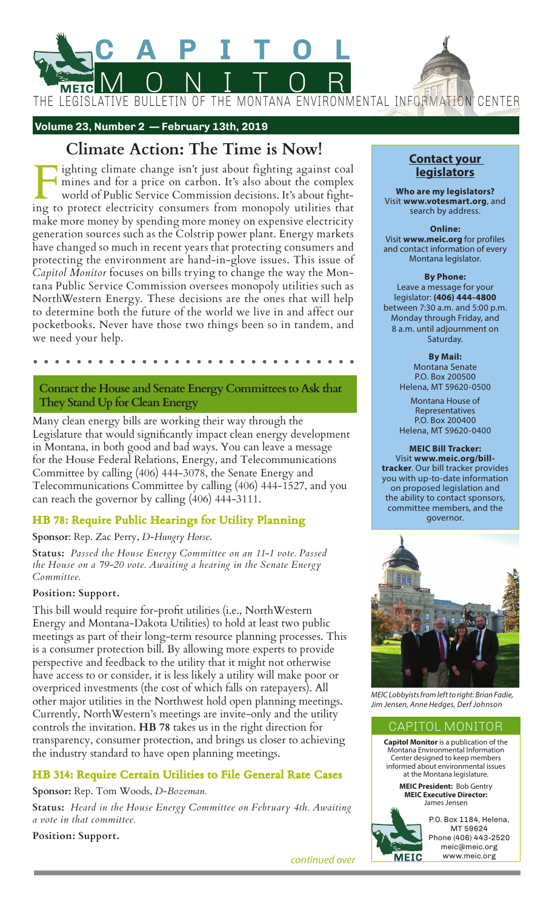# CAPITOL MONITOR

THE LEGISLATIVE BULLETIN OF THE MONTANA ENVIRONMENTAL INFORMATION CENTER

**Volume 23, Number 2 — February 13th, 2019**

## Climate Action: The Time is Now!

Fighting climate change isn't just about fighting against coal mines and for a price on carbon. It's also about the complex world of Public Service Commission decisions. It's about fighting to protect electricity consumers from monopoly utilities that make more money by spending more money on expensive electricity generation sources such as the Colstrip power plant. Energy markets have changed so much in recent years that protecting consumers and protecting the environment are hand-in-glove issues. This issue of *Capitol Monitor* focuses on bills trying to change the way the Montana Public Service Commission oversees monopoly utilities such as NorthWestern Energy. These decisions are the ones that will help to determine both the future of the world we live in and affect our pocketbooks. Never have those two things been so in tandem, and we need your help.

### Contact the House and Senate Energy Committees to Ask that They Stand Up for Clean Energy

Many clean energy bills are working their way through the Legislature that would significantly impact clean energy development in Montana, in both good and bad ways. You can leave a message for the House Federal Relations, Energy, and Telecommunications Committee by calling (406) 444-3078, the Senate Energy and Telecommunications Committee by calling (406) 444-1527, and you can reach the governor by calling (406) 444-3111.

### HB 78: Require Public Hearings for Utility Planning

**Sponsor**: Rep. Zac Perry, *D-Hungry Horse*.

**Status:** *Passed the House Energy Committee on an 11-1 vote. Passed the House on a 79-20 vote. Awaiting a hearing in the Senate Energy Committee.*

**Position: Support.**

This bill would require for-profit utilities (i.e., NorthWestern Energy and Montana-Dakota Utilities) to hold at least two public meetings as part of their long-term resource planning processes. This is a consumer protection bill. By allowing more experts to provide perspective and feedback to the utility that it might not otherwise have access to or consider, it is less likely a utility will make poor or overpriced investments (the cost of which falls on ratepayers). All other major utilities in the Northwest hold open planning meetings. Currently, NorthWestern's meetings are invite-only and the utility controls the invitation. **HB 78** takes us in the right direction for transparency, consumer protection, and brings us closer to achieving the industry standard to have open planning meetings.

### HB 314: Require Certain Utilities to File General Rate Cases

**Sponsor:** Rep. Tom Woods, *D-Bozeman.*

**Status:** *Heard in the House Energy Committee on February 4th. Awaiting a vote in that committee.*

**Position: Support.**

*continued over*

---

#### Contact your legislators

**Who are my legislators?**
Visit **www.votesmart.org**, and search by address.

**Online:**
Visit **www.meic.org** for profiles and contact information of every Montana legislator.

**By Phone:**
Leave a message for your legislator: **(406) 444-4800** between 7:30 a.m. and 5:00 p.m. Monday through Friday, and 8 a.m. until adjournment on Saturday.

**By Mail:**
Montana Senate
P.O. Box 200500
Helena, MT 59620-0500

Montana House of Representatives
P.O. Box 200400
Helena, MT 59620-0400

**MEIC Bill Tracker:**
Visit **www.meic.org/bill-tracker**. Our bill tracker provides you with up-to-date information on proposed legislation and the ability to contact sponsors, committee members, and the governor.

*MEIC Lobbyists from left to right: Brian Fadie, Jim Jensen, Anne Hedges, Derf Johnson*

#### CAPITOL MONITOR

**Capitol Monitor** is a publication of the Montana Environmental Information Center designed to keep members informed about environmental issues at the Montana legislature.

**MEIC President:** Bob Gentry
**MEIC Executive Director:** James Jensen

P.O. Box 1184, Helena, MT 59624
Phone (406) 443-2520
meic@meic.org
www.meic.org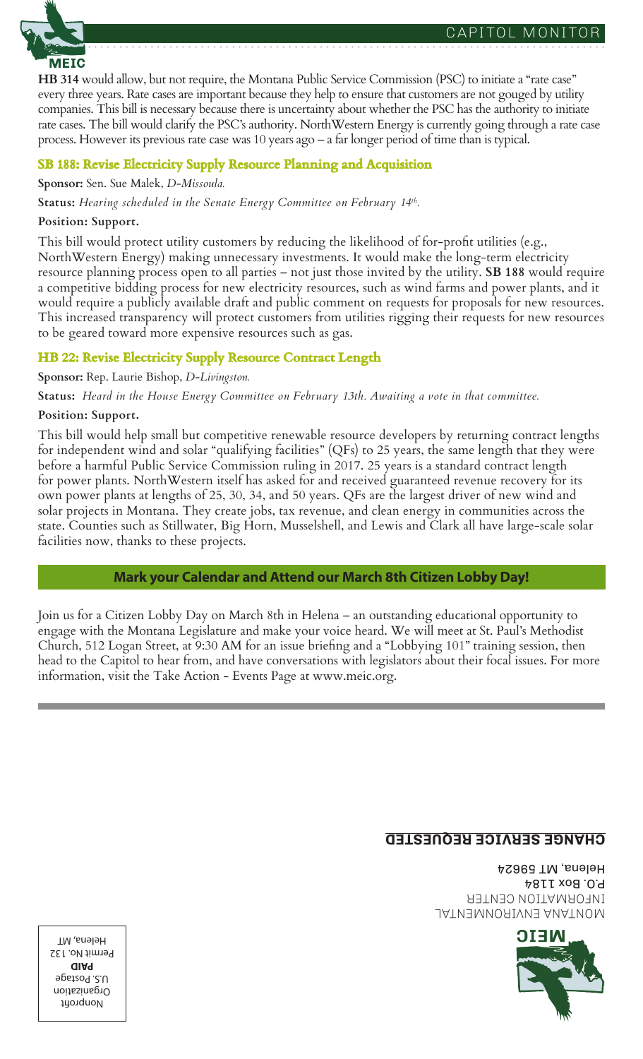**HB 314** would allow, but not require, the Montana Public Service Commission (PSC) to initiate a "rate case" every three years. Rate cases are important because they help to ensure that customers are not gouged by utility companies. This bill is necessary because there is uncertainty about whether the PSC has the authority to initiate rate cases. The bill would clarify the PSC's authority. NorthWestern Energy is currently going through a rate case process. However its previous rate case was 10 years ago – a far longer period of time than is typical.

### SB 188: Revise Electricity Supply Resource Planning and Acquisition

**Sponsor:** Sen. Sue Malek, *D-Missoula.*

**Status:** *Hearing scheduled in the Senate Energy Committee on February 14th.*

**Position: Support.**

This bill would protect utility customers by reducing the likelihood of for-profit utilities (e.g., NorthWestern Energy) making unnecessary investments. It would make the long-term electricity resource planning process open to all parties – not just those invited by the utility. **SB 188** would require a competitive bidding process for new electricity resources, such as wind farms and power plants, and it would require a publicly available draft and public comment on requests for proposals for new resources. This increased transparency will protect customers from utilities rigging their requests for new resources to be geared toward more expensive resources such as gas.

### HB 22: Revise Electricity Supply Resource Contract Length

**Sponsor:** Rep. Laurie Bishop, *D-Livingston.*

**Status:** *Heard in the House Energy Committee on February 13th. Awaiting a vote in that committee.*

**Position: Support.**

This bill would help small but competitive renewable resource developers by returning contract lengths for independent wind and solar "qualifying facilities" (QFs) to 25 years, the same length that they were before a harmful Public Service Commission ruling in 2017. 25 years is a standard contract length for power plants. NorthWestern itself has asked for and received guaranteed revenue recovery for its own power plants at lengths of 25, 30, 34, and 50 years. QFs are the largest driver of new wind and solar projects in Montana. They create jobs, tax revenue, and clean energy in communities across the state. Counties such as Stillwater, Big Horn, Musselshell, and Lewis and Clark all have large-scale solar facilities now, thanks to these projects.

### Mark your Calendar and Attend our March 8th Citizen Lobby Day!

Join us for a Citizen Lobby Day on March 8th in Helena – an outstanding educational opportunity to engage with the Montana Legislature and make your voice heard. We will meet at St. Paul's Methodist Church, 512 Logan Street, at 9:30 AM for an issue briefing and a "Lobbying 101" training session, then head to the Capitol to hear from, and have conversations with legislators about their focal issues. For more information, visit the Take Action - Events Page at www.meic.org.

**CHANGE SERVICE REQUESTED**

MEIC

MONTANA ENVIRONMENTAL INFORMATION CENTER
P.O. Box 1184
Helena, MT 59624

Nonprofit
Organization
U.S. Postage
**PAID**
Permit No. 132
Helena, MT